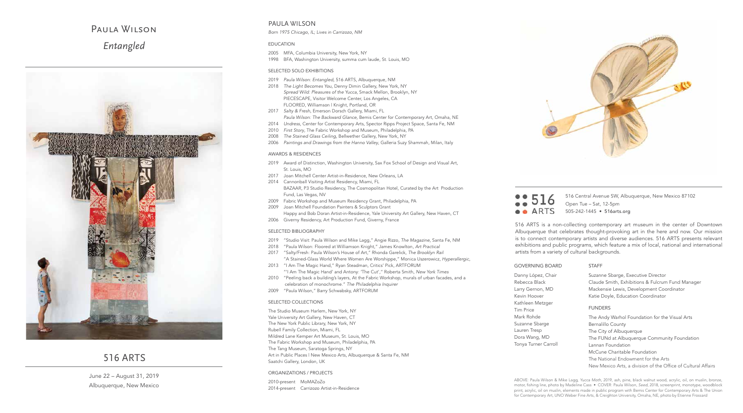# Paula Wilson

## *Entangled*

# 516 ARTS

June 22 – August 31, 2019
Albuquerque, New Mexico

## PAULA WILSON

*Born 1975 Chicago, IL; Lives in Carrizozo, NM*

### EDUCATION

2005 MFA, Columbia University, New York, NY
1998 BFA, Washington University, summa cum laude, St. Louis, MO

### SELECTED SOLO EXHIBITIONS

2019 *Paula Wilson: Entangled*, 516 ARTS, Albuquerque, NM
2018 *The Light Becomes You*, Denny Dimin Gallery, New York, NY
*Spread Wild: Pleasures of the Yucca*, Smack Mellon, Brooklyn, NY
PIECESCAPE, Visitor Welcome Center, Los Angeles, CA
FLOORED, Williamson | Knight, Portland, OR
2017 *Salty & Fresh*, Emerson Dorsch Gallery, Miami, FL
*Paula Wilson: The Backward Glance*, Bemis Center for Contemporary Art, Omaha, NE
2014 *Undress*, Center for Contemporary Arts, Spector Ripps Project Space, Santa Fe, NM
2010 *First Story*, The Fabric Workshop and Museum, Philadelphia, PA
2008 *The Stained Glass Ceiling*, Bellwether Gallery, New York, NY
2006 *Paintings and Drawings from the Hanno Valley*, Galleria Suzy Shammah, Milan, Italy

### AWARDS & RESIDENCES

2019 Award of Distinction, Washington University, Sax Fox School of Design and Visual Art, St. Louis, MO
2017 Joan Mitchell Center Artist-in-Residence, New Orleans, LA
2014 Cannonball Visiting Artist Residency, Miami, FL
BAZAAR, P3 Studio Residency, The Cosmopolitan Hotel, Curated by the Art Production Fund, Las Vegas, NV
2009 Fabric Workshop and Museum Residency Grant, Philadelphia, PA
2009 Joan Mitchell Foundation Painters & Sculptors Grant
Happy and Bob Doran Artist-in-Residence, Yale University Art Gallery, New Haven, CT
2006 Giverny Residency, Art Production Fund, Giverny, France

### SELECTED BIBLIOGRAPHY

2019 "Studio Visit: Paula Wilson and Mike Lagg," Angie Rizzo, *The Magazine*, Santa Fe, NM
2018 "Paula Wilson: Floored at Williamson Knight," James Knowlton, *Art Practical*
2017 "Salty/Fresh: Paula Wilson's House of Art," Rhonda Garelick, *The Brooklyn Rail*
"A Stained-Glass World Where Women Are Worshippe," Monica Uszerowicz, *Hyperallergic*,
2013 "I Am The Magic Hand," Ryan Steadman, Critics' Pick, ARTFORUM
"'I Am The Magic Hand' and Antony: 'The Cut'," Roberta Smith, *New York Times*
2010 "Peeling back a building's layers, At the Fabric Workshop, murals of urban facades, and a celebration of monochrome." *The Philadelphia Inquirer*
2009 "Paula Wilson," Barry Schwabsky, ARTFORUM

### SELECTED COLLECTIONS

The Studio Museum Harlem, New York, NY
Yale University Art Gallery, New Haven, CT
The New York Public Library, New York, NY
Rubell Family Collection, Miami, FL
Mildred Lane Kemper Art Museum, St. Louis, MO
The Fabric Workshop and Museum, Philadelphia, PA
The Tang Museum, Saratoga Springs, NY
Art in Public Places | New Mexico Arts, Albuquerque & Santa Fe, NM
Saatchi Gallery, London, UK

### ORGANIZATIONS / PROJECTS

2010-present MoMAZoZo
2014-present Carrizozo Artist-in-Residence

516 ARTS

516 Central Avenue SW, Albuquerque, New Mexico 87102
Open Tue – Sat, 12-5pm
505-242-1445 • 516arts.org

516 ARTS is a non-collecting contemporary art museum in the center of Downtown Albuquerque that celebrates thought-provoking art in the here and now. Our mission is to connect contemporary artists and diverse audiences. 516 ARTS presents relevant exhibitions and public programs, which feature a mix of local, national and international artists from a variety of cultural backgrounds.

### GOVERNING BOARD

Danny López, Chair
Rebecca Black
Larry Gernon, MD
Kevin Hoover
Kathleen Metzger
Tim Price
Mark Rohde
Suzanne Sbarge
Lauren Tresp
Dora Wang, MD
Tonya Turner Carroll

### STAFF

Suzanne Sbarge, Executive Director
Claude Smith, Exhibitions & Fulcrum Fund Manager
Mackensie Lewis, Development Coordinator
Katie Doyle, Education Coordinator

### FUNDERS

The Andy Warhol Foundation for the Visual Arts
Bernalillo County
The City of Albuquerque
The FUNd at Albuquerque Community Foundation
Lannan Foundation
McCune Charitable Foundation
The National Endowment for the Arts
New Mexico Arts, a division of the Office of Cultural Affairs

ABOVE: Paula Wilson & Mike Lagg, *Yucca Moth*, 2019, ash, pine, black walnut wood, acrylic, oil, on muslin, bronze, motor, fishing line, photo by Madeline Cass • COVER: Paula Wilson, *Seed*, 2018, screenprint, monotype, woodblock print, acrylic, oil on muslin, elements made in public program with Bemis Center for Contemporary Arts & The Union for Contemporary Art, UNO Weber Fine Arts, & Creighton University, Omaha, NE, photo by Etienne Frossard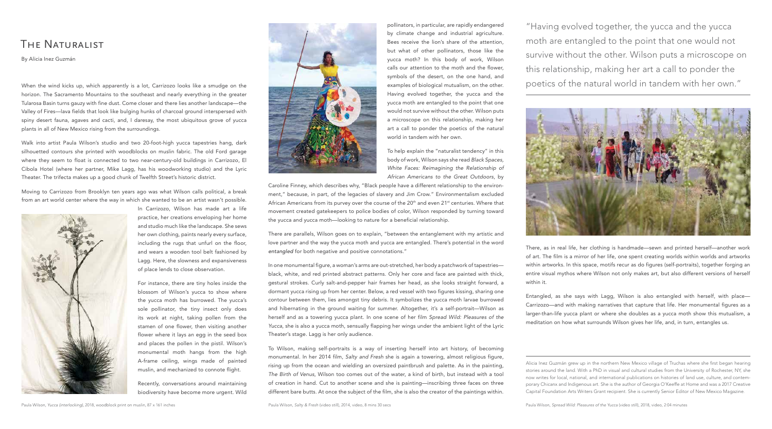# The Naturalist

By Alicia Inez Guzmán

When the wind kicks up, which apparently is a lot, Carrizozo looks like a smudge on the horizon. The Sacramento Mountains to the southeast and nearly everything in the greater Tularosa Basin turns gauzy with fine dust. Come closer and there lies another landscape—the Valley of Fires—lava fields that look like bulging hunks of charcoal ground interspersed with spiny desert fauna, agaves and cacti, and, I daresay, the most ubiquitous grove of yucca plants in all of New Mexico rising from the surroundings.

Walk into artist Paula Wilson's studio and two 20-foot-high yucca tapestries hang, dark silhouetted contours she printed with woodblocks on muslin fabric. The old Ford garage where they seem to float is connected to two near-century-old buildings in Carrizozo, El Cibola Hotel (where her partner, Mike Lagg, has his woodworking studio) and the Lyric Theater. The trifecta makes up a good chunk of Twelfth Street's historic district.

Moving to Carrizozo from Brooklyn ten years ago was what Wilson calls political, a break from an art world center where the way in which she wanted to be an artist wasn't possible. In Carrizozo, Wilson has made art a life practice, her creations enveloping her home and studio much like the landscape. She sews her own clothing, paints nearly every surface, including the rugs that unfurl on the floor, and wears a wooden tool belt fashioned by Lagg. Here, the slowness and expansiveness of place lends to close observation.

For instance, there are tiny holes inside the blossom of Wilson's yucca to show where the yucca moth has burrowed. The yucca's sole pollinator, the tiny insect only does its work at night, taking pollen from the stamen of one flower, then visiting another flower where it lays an egg in the seed box and places the pollen in the pistil. Wilson's monumental moth hangs from the high A-frame ceiling, wings made of painted muslin, and mechanized to connote flight.

Recently, conversations around maintaining biodiversity have become more urgent. Wild pollinators, in particular, are rapidly endangered by climate change and industrial agriculture. Bees receive the lion's share of the attention, but what of other pollinators, those like the yucca moth? In this body of work, Wilson calls our attention to the moth and the flower, symbols of the desert, on the one hand, and examples of biological mutualism, on the other. Having evolved together, the yucca and the yucca moth are entangled to the point that one would not survive without the other. Wilson puts a microscope on this relationship, making her art a call to ponder the poetics of the natural world in tandem with her own.

To help explain the "naturalist tendency" in this body of work, Wilson says she read *Black Spaces, White Faces: Reimagining the Relationship of African Americans to the Great Outdoors*, by Caroline Finney, which describes why, "Black people have a different relationship to the environment," because, in part, of the legacies of slavery and Jim Crow." Environmentalism excluded African Americans from its purvey over the course of the 20th and even 21st centuries. Where that movement created gatekeepers to police bodies of color, Wilson responded by turning toward the yucca and yucca moth—looking to nature for a beneficial relationship.

There are parallels, Wilson goes on to explain, "between the entanglement with my artistic and love partner and the way the yucca moth and yucca are entangled. There's potential in the word *entangled* for both negative and positive connotations."

In one monumental figure, a woman's arms are out-stretched, her body a patchwork of tapestries—black, white, and red printed abstract patterns. Only her core and face are painted with thick, gestural strokes. Curly salt-and-pepper hair frames her head, as she looks straight forward, a dormant yucca rising up from her center. Below, a red vessel with two figures kissing, sharing one contour between them, lies amongst tiny debris. It symbolizes the yucca moth larvae burrowed and hibernating in the ground waiting for summer. Altogether, it's a self-portrait—Wilson as herself and as a towering yucca plant. In one scene of her film *Spread Wild: Pleasures of the Yucca*, she is also a yucca moth, sensually flapping her wings under the ambient light of the Lyric Theater's stage. Lagg is her only audience.

To Wilson, making self-portraits is a way of inserting herself into art history, of becoming monumental. In her 2014 film, *Salty and Fresh* she is again a towering, almost religious figure, rising up from the ocean and wielding an oversized paintbrush and palette. As in the painting, *The Birth of Venus*, Wilson too comes out of the water, a kind of birth, but instead with a tool of creation in hand. Cut to another scene and she is painting—inscribing three faces on three different bare butts. At once the subject of the film, she is also the creator of the paintings within.

"Having evolved together, the yucca and the yucca moth are entangled to the point that one would not survive without the other. Wilson puts a microscope on this relationship, making her art a call to ponder the poetics of the natural world in tandem with her own."

There, as in real life, her clothing is handmade—sewn and printed herself—another work of art. The film is a mirror of her life, one spent creating worlds within worlds and artworks within artworks. In this space, motifs recur as do figures (self-portraits), together forging an entire visual mythos where Wilson not only makes art, but also different versions of herself within it.

Entangled, as she says with Lagg, Wilson is also entangled with herself, with place—Carrizozo—and with making narratives that capture that life. Her monumental figures as a larger-than-life yucca plant or where she doubles as a yucca moth show this mutualism, a meditation on how what surrounds Wilson gives her life, and, in turn, entangles us.

Alicia Inez Guzmán grew up in the northern New Mexico village of Truchas where she first began hearing stories around the land. With a PhD in visual and cultural studies from the University of Rochester, NY, she now writes for local, national, and international publications on histories of land use, culture, and contemporary Chicanx and Indigenous art. She is the author of Georgia O'Keeffe at Home and was a 2017 Creative Capital Foundation Arts Writers Grant recipient. She is currently Senior Editor of New Mexico Magazine.

Paula Wilson, *Yucca (interlocking)*, 2018, woodblock print on muslin, 87 x 161 inches

Paula Wilson, *Salty & Fresh* (video still), 2014, video, 8 mins 30 secs

Paula Wilson, *Spread Wild: Pleasures of the Yucca* (video still), 2018, video, 2:04 minutes